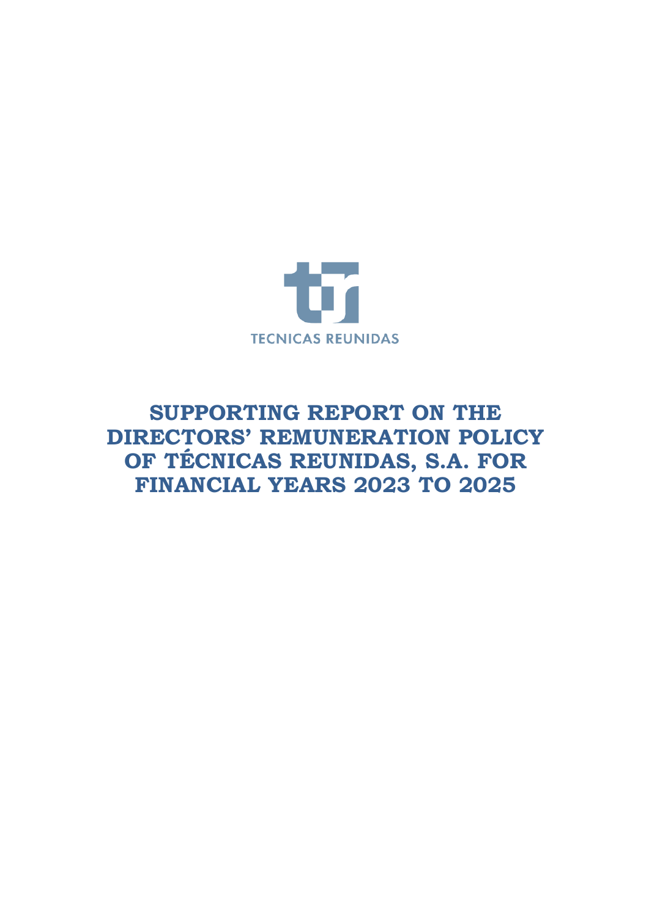TECNICAS REUNIDAS

# SUPPORTING REPORT ON THE DIRECTORS' REMUNERATION POLICY OF TÉCNICAS REUNIDAS, S.A. FOR FINANCIAL YEARS 2023 TO 2025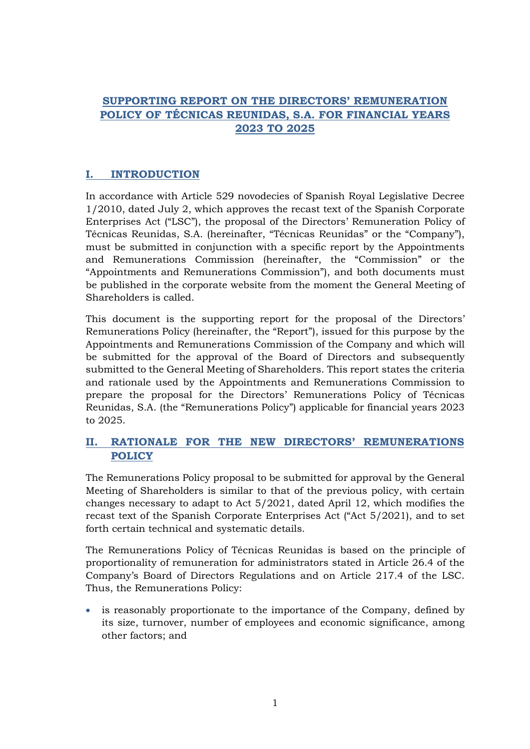# SUPPORTING REPORT ON THE DIRECTORS' REMUNERATION POLICY OF TÉCNICAS REUNIDAS, S.A. FOR FINANCIAL YEARS 2023 TO 2025

## I. INTRODUCTION

In accordance with Article 529 novodecies of Spanish Royal Legislative Decree 1/2010, dated July 2, which approves the recast text of the Spanish Corporate Enterprises Act ("LSC"), the proposal of the Directors' Remuneration Policy of Técnicas Reunidas, S.A. (hereinafter, "Técnicas Reunidas" or the "Company"), must be submitted in conjunction with a specific report by the Appointments and Remunerations Commission (hereinafter, the "Commission" or the "Appointments and Remunerations Commission"), and both documents must be published in the corporate website from the moment the General Meeting of Shareholders is called.

This document is the supporting report for the proposal of the Directors' Remunerations Policy (hereinafter, the "Report"), issued for this purpose by the Appointments and Remunerations Commission of the Company and which will be submitted for the approval of the Board of Directors and subsequently submitted to the General Meeting of Shareholders. This report states the criteria and rationale used by the Appointments and Remunerations Commission to prepare the proposal for the Directors' Remunerations Policy of Técnicas Reunidas, S.A. (the "Remunerations Policy") applicable for financial years 2023 to 2025.

## II. RATIONALE FOR THE NEW DIRECTORS' REMUNERATIONS POLICY

The Remunerations Policy proposal to be submitted for approval by the General Meeting of Shareholders is similar to that of the previous policy, with certain changes necessary to adapt to Act 5/2021, dated April 12, which modifies the recast text of the Spanish Corporate Enterprises Act ("Act 5/2021), and to set forth certain technical and systematic details.

The Remunerations Policy of Técnicas Reunidas is based on the principle of proportionality of remuneration for administrators stated in Article 26.4 of the Company's Board of Directors Regulations and on Article 217.4 of the LSC. Thus, the Remunerations Policy:

- is reasonably proportionate to the importance of the Company, defined by its size, turnover, number of employees and economic significance, among other factors; and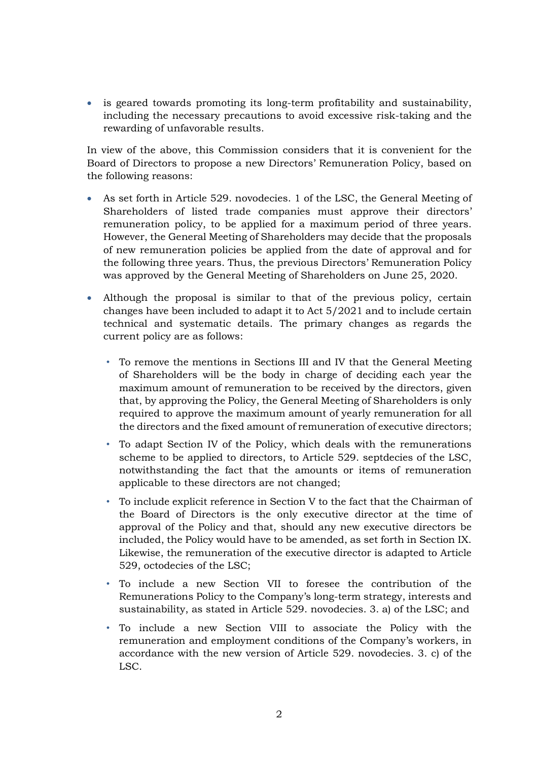- is geared towards promoting its long-term profitability and sustainability, including the necessary precautions to avoid excessive risk-taking and the rewarding of unfavorable results.

In view of the above, this Commission considers that it is convenient for the Board of Directors to propose a new Directors' Remuneration Policy, based on the following reasons:

- As set forth in Article 529. novodecies. 1 of the LSC, the General Meeting of Shareholders of listed trade companies must approve their directors' remuneration policy, to be applied for a maximum period of three years. However, the General Meeting of Shareholders may decide that the proposals of new remuneration policies be applied from the date of approval and for the following three years. Thus, the previous Directors' Remuneration Policy was approved by the General Meeting of Shareholders on June 25, 2020.

- Although the proposal is similar to that of the previous policy, certain changes have been included to adapt it to Act 5/2021 and to include certain technical and systematic details. The primary changes as regards the current policy are as follows:

  - To remove the mentions in Sections III and IV that the General Meeting of Shareholders will be the body in charge of deciding each year the maximum amount of remuneration to be received by the directors, given that, by approving the Policy, the General Meeting of Shareholders is only required to approve the maximum amount of yearly remuneration for all the directors and the fixed amount of remuneration of executive directors;

  - To adapt Section IV of the Policy, which deals with the remunerations scheme to be applied to directors, to Article 529. septdecies of the LSC, notwithstanding the fact that the amounts or items of remuneration applicable to these directors are not changed;

  - To include explicit reference in Section V to the fact that the Chairman of the Board of Directors is the only executive director at the time of approval of the Policy and that, should any new executive directors be included, the Policy would have to be amended, as set forth in Section IX. Likewise, the remuneration of the executive director is adapted to Article 529, octodecies of the LSC;

  - To include a new Section VII to foresee the contribution of the Remunerations Policy to the Company's long-term strategy, interests and sustainability, as stated in Article 529. novodecies. 3. a) of the LSC; and

  - To include a new Section VIII to associate the Policy with the remuneration and employment conditions of the Company's workers, in accordance with the new version of Article 529. novodecies. 3. c) of the LSC.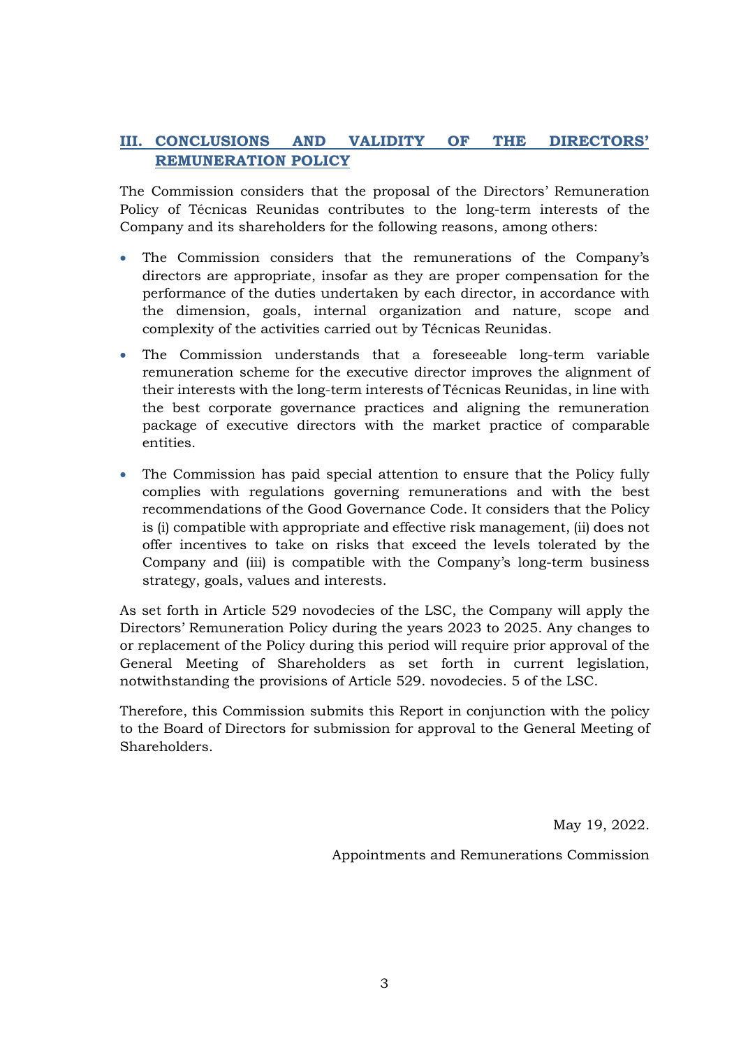## III. CONCLUSIONS AND VALIDITY OF THE DIRECTORS' REMUNERATION POLICY

The Commission considers that the proposal of the Directors' Remuneration Policy of Técnicas Reunidas contributes to the long-term interests of the Company and its shareholders for the following reasons, among others:

- The Commission considers that the remunerations of the Company's directors are appropriate, insofar as they are proper compensation for the performance of the duties undertaken by each director, in accordance with the dimension, goals, internal organization and nature, scope and complexity of the activities carried out by Técnicas Reunidas.
- The Commission understands that a foreseeable long-term variable remuneration scheme for the executive director improves the alignment of their interests with the long-term interests of Técnicas Reunidas, in line with the best corporate governance practices and aligning the remuneration package of executive directors with the market practice of comparable entities.
- The Commission has paid special attention to ensure that the Policy fully complies with regulations governing remunerations and with the best recommendations of the Good Governance Code. It considers that the Policy is (i) compatible with appropriate and effective risk management, (ii) does not offer incentives to take on risks that exceed the levels tolerated by the Company and (iii) is compatible with the Company's long-term business strategy, goals, values and interests.

As set forth in Article 529 novodecies of the LSC, the Company will apply the Directors' Remuneration Policy during the years 2023 to 2025. Any changes to or replacement of the Policy during this period will require prior approval of the General Meeting of Shareholders as set forth in current legislation, notwithstanding the provisions of Article 529. novodecies. 5 of the LSC.

Therefore, this Commission submits this Report in conjunction with the policy to the Board of Directors for submission for approval to the General Meeting of Shareholders.

May 19, 2022.

Appointments and Remunerations Commission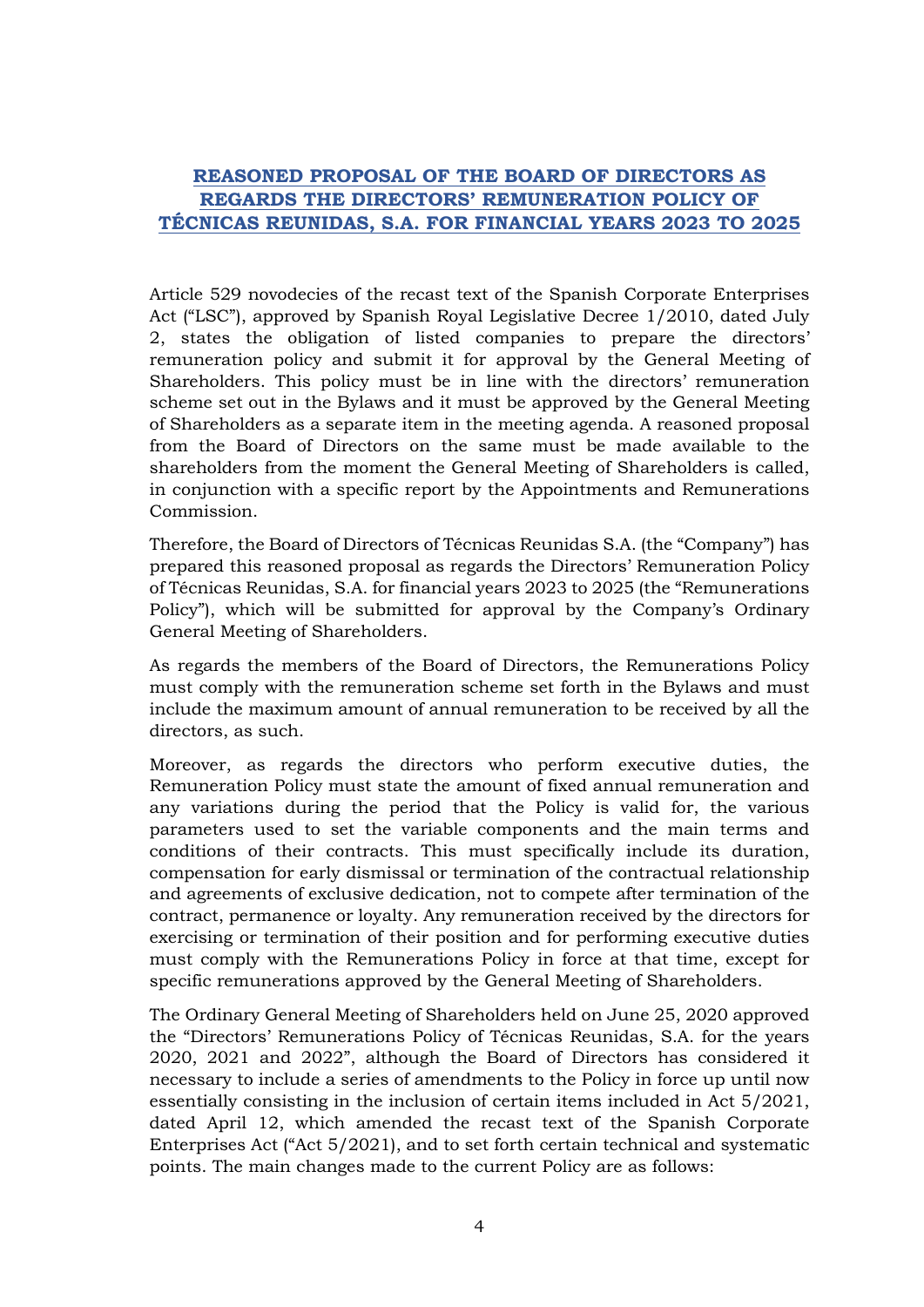## REASONED PROPOSAL OF THE BOARD OF DIRECTORS AS REGARDS THE DIRECTORS' REMUNERATION POLICY OF TÉCNICAS REUNIDAS, S.A. FOR FINANCIAL YEARS 2023 TO 2025

Article 529 novodecies of the recast text of the Spanish Corporate Enterprises Act ("LSC"), approved by Spanish Royal Legislative Decree 1/2010, dated July 2, states the obligation of listed companies to prepare the directors' remuneration policy and submit it for approval by the General Meeting of Shareholders. This policy must be in line with the directors' remuneration scheme set out in the Bylaws and it must be approved by the General Meeting of Shareholders as a separate item in the meeting agenda. A reasoned proposal from the Board of Directors on the same must be made available to the shareholders from the moment the General Meeting of Shareholders is called, in conjunction with a specific report by the Appointments and Remunerations Commission.

Therefore, the Board of Directors of Técnicas Reunidas S.A. (the "Company") has prepared this reasoned proposal as regards the Directors' Remuneration Policy of Técnicas Reunidas, S.A. for financial years 2023 to 2025 (the "Remunerations Policy"), which will be submitted for approval by the Company's Ordinary General Meeting of Shareholders.

As regards the members of the Board of Directors, the Remunerations Policy must comply with the remuneration scheme set forth in the Bylaws and must include the maximum amount of annual remuneration to be received by all the directors, as such.

Moreover, as regards the directors who perform executive duties, the Remuneration Policy must state the amount of fixed annual remuneration and any variations during the period that the Policy is valid for, the various parameters used to set the variable components and the main terms and conditions of their contracts. This must specifically include its duration, compensation for early dismissal or termination of the contractual relationship and agreements of exclusive dedication, not to compete after termination of the contract, permanence or loyalty. Any remuneration received by the directors for exercising or termination of their position and for performing executive duties must comply with the Remunerations Policy in force at that time, except for specific remunerations approved by the General Meeting of Shareholders.

The Ordinary General Meeting of Shareholders held on June 25, 2020 approved the "Directors' Remunerations Policy of Técnicas Reunidas, S.A. for the years 2020, 2021 and 2022", although the Board of Directors has considered it necessary to include a series of amendments to the Policy in force up until now essentially consisting in the inclusion of certain items included in Act 5/2021, dated April 12, which amended the recast text of the Spanish Corporate Enterprises Act ("Act 5/2021), and to set forth certain technical and systematic points. The main changes made to the current Policy are as follows: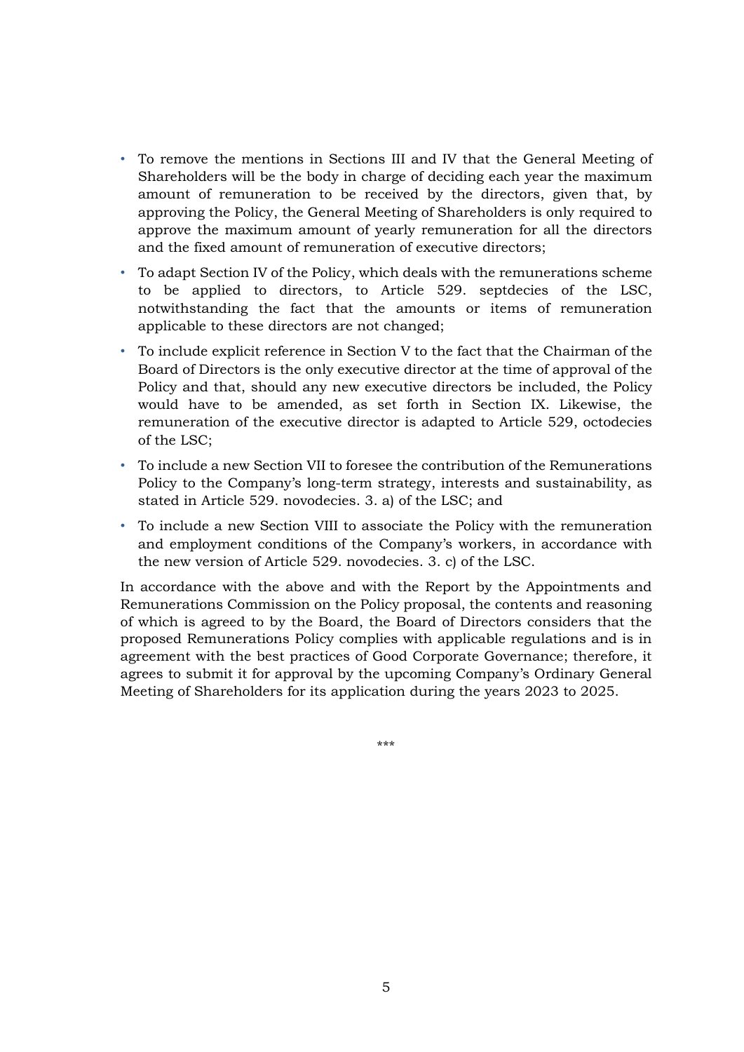- To remove the mentions in Sections III and IV that the General Meeting of Shareholders will be the body in charge of deciding each year the maximum amount of remuneration to be received by the directors, given that, by approving the Policy, the General Meeting of Shareholders is only required to approve the maximum amount of yearly remuneration for all the directors and the fixed amount of remuneration of executive directors;
- To adapt Section IV of the Policy, which deals with the remunerations scheme to be applied to directors, to Article 529. septdecies of the LSC, notwithstanding the fact that the amounts or items of remuneration applicable to these directors are not changed;
- To include explicit reference in Section V to the fact that the Chairman of the Board of Directors is the only executive director at the time of approval of the Policy and that, should any new executive directors be included, the Policy would have to be amended, as set forth in Section IX. Likewise, the remuneration of the executive director is adapted to Article 529, octodecies of the LSC;
- To include a new Section VII to foresee the contribution of the Remunerations Policy to the Company's long-term strategy, interests and sustainability, as stated in Article 529. novodecies. 3. a) of the LSC; and
- To include a new Section VIII to associate the Policy with the remuneration and employment conditions of the Company's workers, in accordance with the new version of Article 529. novodecies. 3. c) of the LSC.

In accordance with the above and with the Report by the Appointments and Remunerations Commission on the Policy proposal, the contents and reasoning of which is agreed to by the Board, the Board of Directors considers that the proposed Remunerations Policy complies with applicable regulations and is in agreement with the best practices of Good Corporate Governance; therefore, it agrees to submit it for approval by the upcoming Company's Ordinary General Meeting of Shareholders for its application during the years 2023 to 2025.

***